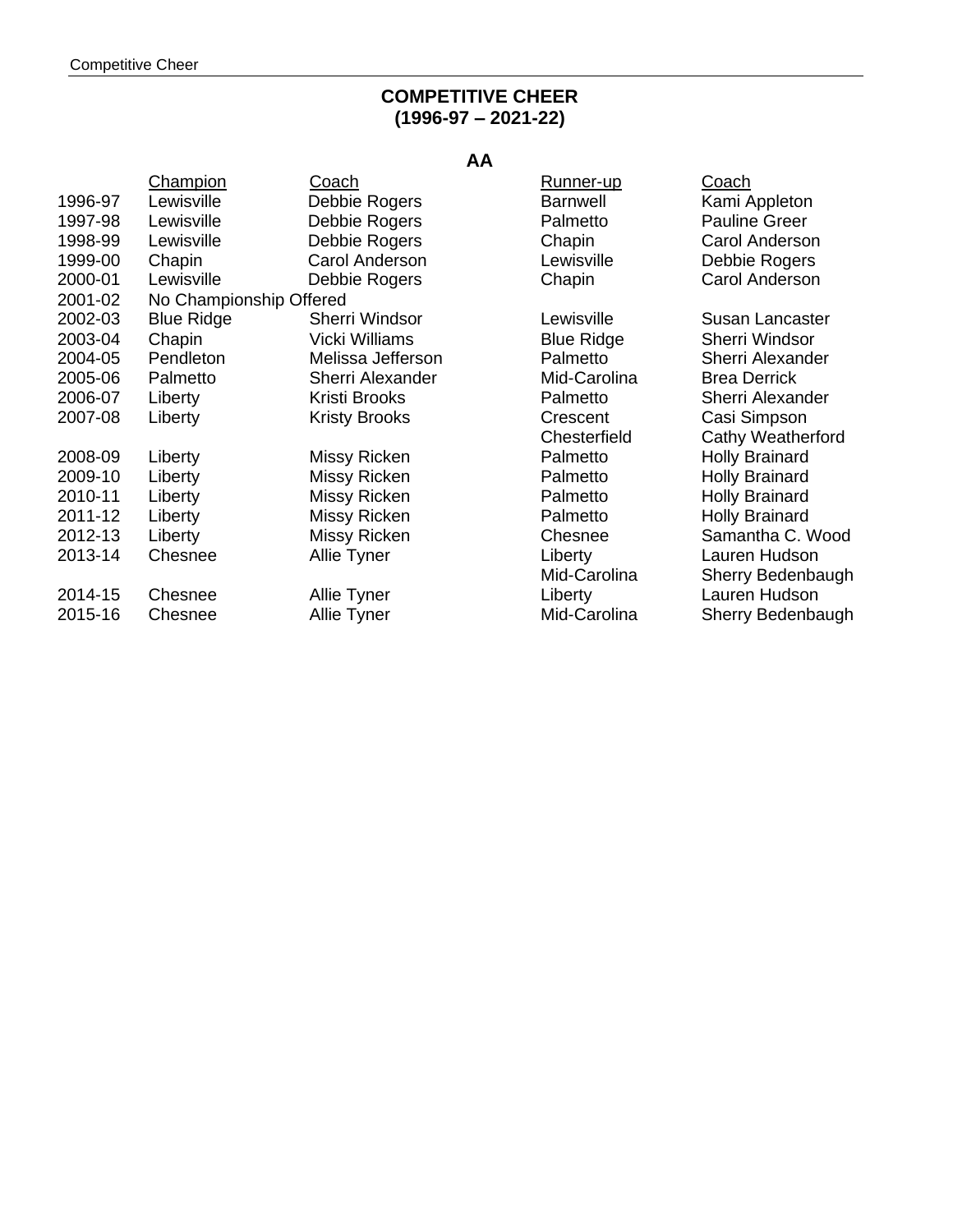# COMPETITIVE CHEER
## (1996-97 – 2021-22)

### AA

| | Champion | Coach | Runner-up | Coach |
|---|---|---|---|---|
| 1996-97 | Lewisville | Debbie Rogers | Barnwell | Kami Appleton |
| 1997-98 | Lewisville | Debbie Rogers | Palmetto | Pauline Greer |
| 1998-99 | Lewisville | Debbie Rogers | Chapin | Carol Anderson |
| 1999-00 | Chapin | Carol Anderson | Lewisville | Debbie Rogers |
| 2000-01 | Lewisville | Debbie Rogers | Chapin | Carol Anderson |
| 2001-02 | No Championship Offered | | | |
| 2002-03 | Blue Ridge | Sherri Windsor | Lewisville | Susan Lancaster |
| 2003-04 | Chapin | Vicki Williams | Blue Ridge | Sherri Windsor |
| 2004-05 | Pendleton | Melissa Jefferson | Palmetto | Sherri Alexander |
| 2005-06 | Palmetto | Sherri Alexander | Mid-Carolina | Brea Derrick |
| 2006-07 | Liberty | Kristi Brooks | Palmetto | Sherri Alexander |
| 2007-08 | Liberty | Kristy Brooks | Crescent | Casi Simpson |
| | | | Chesterfield | Cathy Weatherford |
| 2008-09 | Liberty | Missy Ricken | Palmetto | Holly Brainard |
| 2009-10 | Liberty | Missy Ricken | Palmetto | Holly Brainard |
| 2010-11 | Liberty | Missy Ricken | Palmetto | Holly Brainard |
| 2011-12 | Liberty | Missy Ricken | Palmetto | Holly Brainard |
| 2012-13 | Liberty | Missy Ricken | Chesnee | Samantha C. Wood |
| 2013-14 | Chesnee | Allie Tyner | Liberty | Lauren Hudson |
| | | | Mid-Carolina | Sherry Bedenbaugh |
| 2014-15 | Chesnee | Allie Tyner | Liberty | Lauren Hudson |
| 2015-16 | Chesnee | Allie Tyner | Mid-Carolina | Sherry Bedenbaugh |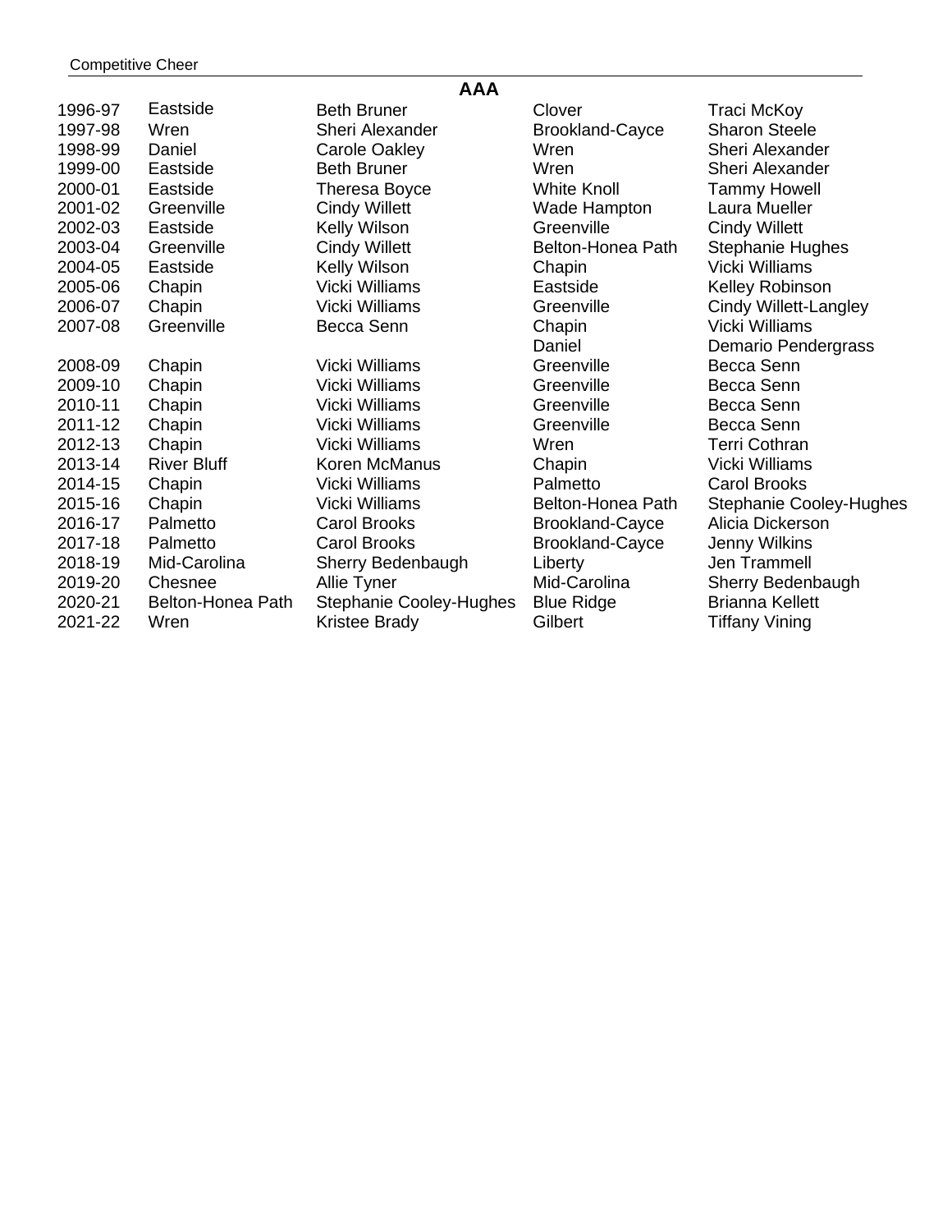## AAA

| Year | Champion | Coach | Runner-up | Coach |
|---|---|---|---|---|
| 1996-97 | Eastside | Beth Bruner | Clover | Traci McKoy |
| 1997-98 | Wren | Sheri Alexander | Brookland-Cayce | Sharon Steele |
| 1998-99 | Daniel | Carole Oakley | Wren | Sheri Alexander |
| 1999-00 | Eastside | Beth Bruner | Wren | Sheri Alexander |
| 2000-01 | Eastside | Theresa Boyce | White Knoll | Tammy Howell |
| 2001-02 | Greenville | Cindy Willett | Wade Hampton | Laura Mueller |
| 2002-03 | Eastside | Kelly Wilson | Greenville | Cindy Willett |
| 2003-04 | Greenville | Cindy Willett | Belton-Honea Path | Stephanie Hughes |
| 2004-05 | Eastside | Kelly Wilson | Chapin | Vicki Williams |
| 2005-06 | Chapin | Vicki Williams | Eastside | Kelley Robinson |
| 2006-07 | Chapin | Vicki Williams | Greenville | Cindy Willett-Langley |
| 2007-08 | Greenville | Becca Senn | Chapin | Vicki Williams |
| | | | Daniel | Demario Pendergrass |
| 2008-09 | Chapin | Vicki Williams | Greenville | Becca Senn |
| 2009-10 | Chapin | Vicki Williams | Greenville | Becca Senn |
| 2010-11 | Chapin | Vicki Williams | Greenville | Becca Senn |
| 2011-12 | Chapin | Vicki Williams | Greenville | Becca Senn |
| 2012-13 | Chapin | Vicki Williams | Wren | Terri Cothran |
| 2013-14 | River Bluff | Koren McManus | Chapin | Vicki Williams |
| 2014-15 | Chapin | Vicki Williams | Palmetto | Carol Brooks |
| 2015-16 | Chapin | Vicki Williams | Belton-Honea Path | Stephanie Cooley-Hughes |
| 2016-17 | Palmetto | Carol Brooks | Brookland-Cayce | Alicia Dickerson |
| 2017-18 | Palmetto | Carol Brooks | Brookland-Cayce | Jenny Wilkins |
| 2018-19 | Mid-Carolina | Sherry Bedenbaugh | Liberty | Jen Trammell |
| 2019-20 | Chesnee | Allie Tyner | Mid-Carolina | Sherry Bedenbaugh |
| 2020-21 | Belton-Honea Path | Stephanie Cooley-Hughes | Blue Ridge | Brianna Kellett |
| 2021-22 | Wren | Kristee Brady | Gilbert | Tiffany Vining |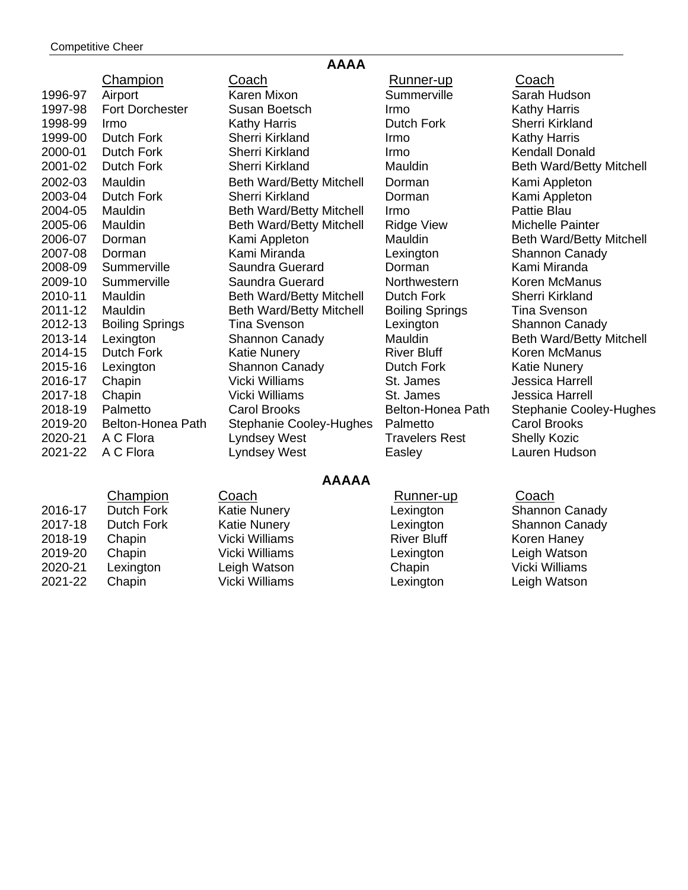## AAAA

| | Champion | Coach | Runner-up | Coach |
|---|---|---|---|---|
| 1996-97 | Airport | Karen Mixon | Summerville | Sarah Hudson |
| 1997-98 | Fort Dorchester | Susan Boetsch | Irmo | Kathy Harris |
| 1998-99 | Irmo | Kathy Harris | Dutch Fork | Sherri Kirkland |
| 1999-00 | Dutch Fork | Sherri Kirkland | Irmo | Kathy Harris |
| 2000-01 | Dutch Fork | Sherri Kirkland | Irmo | Kendall Donald |
| 2001-02 | Dutch Fork | Sherri Kirkland | Mauldin | Beth Ward/Betty Mitchell |
| 2002-03 | Mauldin | Beth Ward/Betty Mitchell | Dorman | Kami Appleton |
| 2003-04 | Dutch Fork | Sherri Kirkland | Dorman | Kami Appleton |
| 2004-05 | Mauldin | Beth Ward/Betty Mitchell | Irmo | Pattie Blau |
| 2005-06 | Mauldin | Beth Ward/Betty Mitchell | Ridge View | Michelle Painter |
| 2006-07 | Dorman | Kami Appleton | Mauldin | Beth Ward/Betty Mitchell |
| 2007-08 | Dorman | Kami Miranda | Lexington | Shannon Canady |
| 2008-09 | Summerville | Saundra Guerard | Dorman | Kami Miranda |
| 2009-10 | Summerville | Saundra Guerard | Northwestern | Koren McManus |
| 2010-11 | Mauldin | Beth Ward/Betty Mitchell | Dutch Fork | Sherri Kirkland |
| 2011-12 | Mauldin | Beth Ward/Betty Mitchell | Boiling Springs | Tina Svenson |
| 2012-13 | Boiling Springs | Tina Svenson | Lexington | Shannon Canady |
| 2013-14 | Lexington | Shannon Canady | Mauldin | Beth Ward/Betty Mitchell |
| 2014-15 | Dutch Fork | Katie Nunery | River Bluff | Koren McManus |
| 2015-16 | Lexington | Shannon Canady | Dutch Fork | Katie Nunery |
| 2016-17 | Chapin | Vicki Williams | St. James | Jessica Harrell |
| 2017-18 | Chapin | Vicki Williams | St. James | Jessica Harrell |
| 2018-19 | Palmetto | Carol Brooks | Belton-Honea Path | Stephanie Cooley-Hughes |
| 2019-20 | Belton-Honea Path | Stephanie Cooley-Hughes | Palmetto | Carol Brooks |
| 2020-21 | A C Flora | Lyndsey West | Travelers Rest | Shelly Kozic |
| 2021-22 | A C Flora | Lyndsey West | Easley | Lauren Hudson |

## AAAAA

| | Champion | Coach | Runner-up | Coach |
|---|---|---|---|---|
| 2016-17 | Dutch Fork | Katie Nunery | Lexington | Shannon Canady |
| 2017-18 | Dutch Fork | Katie Nunery | Lexington | Shannon Canady |
| 2018-19 | Chapin | Vicki Williams | River Bluff | Koren Haney |
| 2019-20 | Chapin | Vicki Williams | Lexington | Leigh Watson |
| 2020-21 | Lexington | Leigh Watson | Chapin | Vicki Williams |
| 2021-22 | Chapin | Vicki Williams | Lexington | Leigh Watson |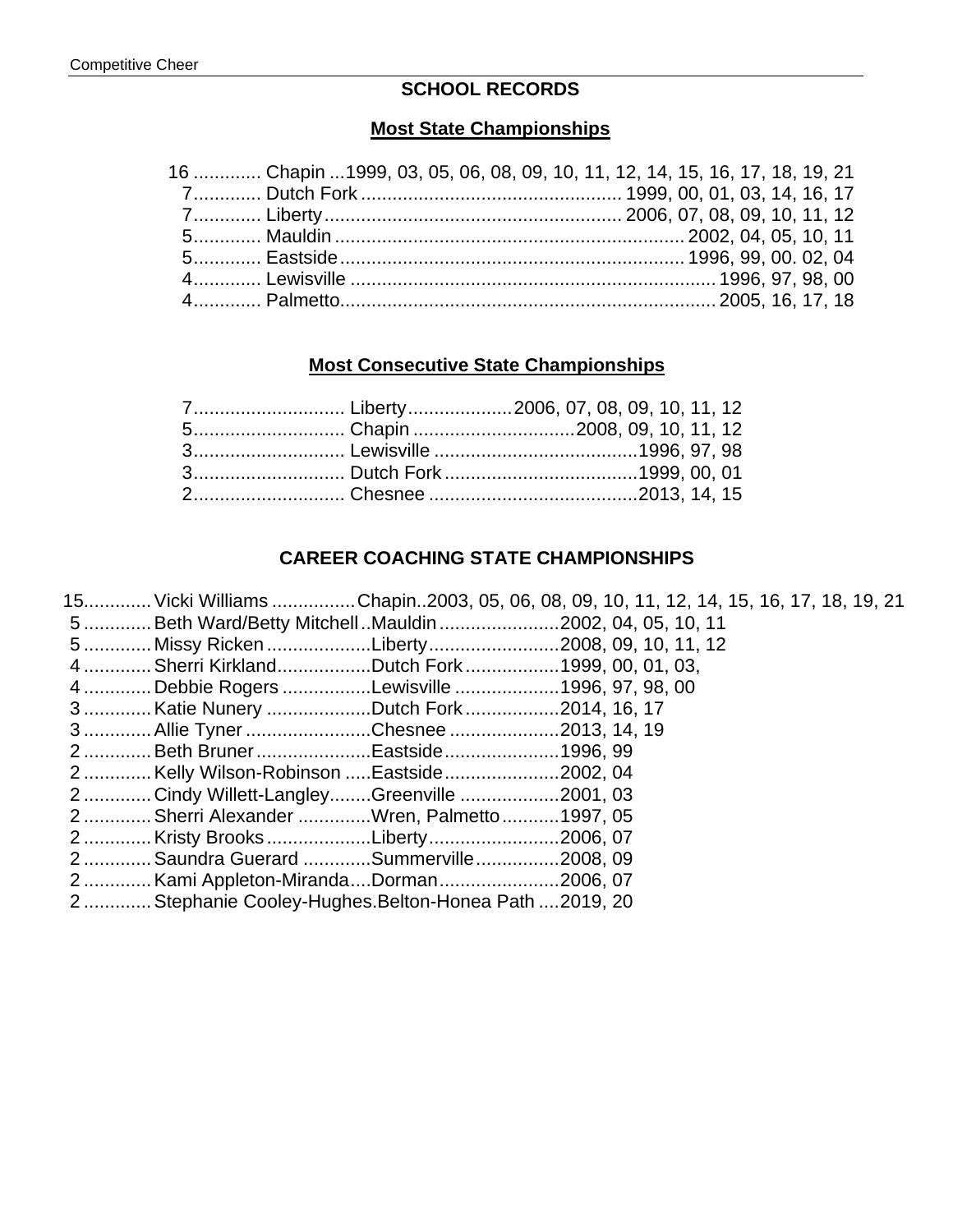## SCHOOL RECORDS

### Most State Championships

16 ............. Chapin ...1999, 03, 05, 06, 08, 09, 10, 11, 12, 14, 15, 16, 17, 18, 19, 21
7............. Dutch Fork ................................................. 1999, 00, 01, 03, 14, 16, 17
7............. Liberty........................................................ 2006, 07, 08, 09, 10, 11, 12
5............. Mauldin .................................................................. 2002, 04, 05, 10, 11
5............. Eastside................................................................. 1996, 99, 00. 02, 04
4............. Lewisville ..................................................................... 1996, 97, 98, 00
4............. Palmetto....................................................................... 2005, 16, 17, 18

### Most Consecutive State Championships

7............................. Liberty....................2006, 07, 08, 09, 10, 11, 12
5............................. Chapin ...............................2008, 09, 10, 11, 12
3............................. Lewisville .......................................1996, 97, 98
3............................. Dutch Fork .....................................1999, 00, 01
2............................. Chesnee ........................................2013, 14, 15

### CAREER COACHING STATE CHAMPIONSHIPS

15............. Vicki Williams ................Chapin..2003, 05, 06, 08, 09, 10, 11, 12, 14, 15, 16, 17, 18, 19, 21
5 ............. Beth Ward/Betty Mitchell..Mauldin.......................2002, 04, 05, 10, 11
5 ............. Missy Ricken ....................Liberty.........................2008, 09, 10, 11, 12
4 ............. Sherri Kirkland.................Dutch Fork..................1999, 00, 01, 03,
4 ............. Debbie Rogers .................Lewisville ....................1996, 97, 98, 00
3 ............. Katie Nunery ....................Dutch Fork..................2014, 16, 17
3 ............. Allie Tyner ........................Chesnee .....................2013, 14, 19
2 ............. Beth Bruner......................Eastside......................1996, 99
2 ............. Kelly Wilson-Robinson .....Eastside......................2002, 04
2 ............. Cindy Willett-Langley........Greenville ...................2001, 03
2 ............. Sherri Alexander ..............Wren, Palmetto...........1997, 05
2 ............. Kristy Brooks ....................Liberty.........................2006, 07
2 ............. Saundra Guerard .............Summerville................2008, 09
2 ............. Kami Appleton-Miranda....Dorman.......................2006, 07
2 ............. Stephanie Cooley-Hughes.Belton-Honea Path ....2019, 20